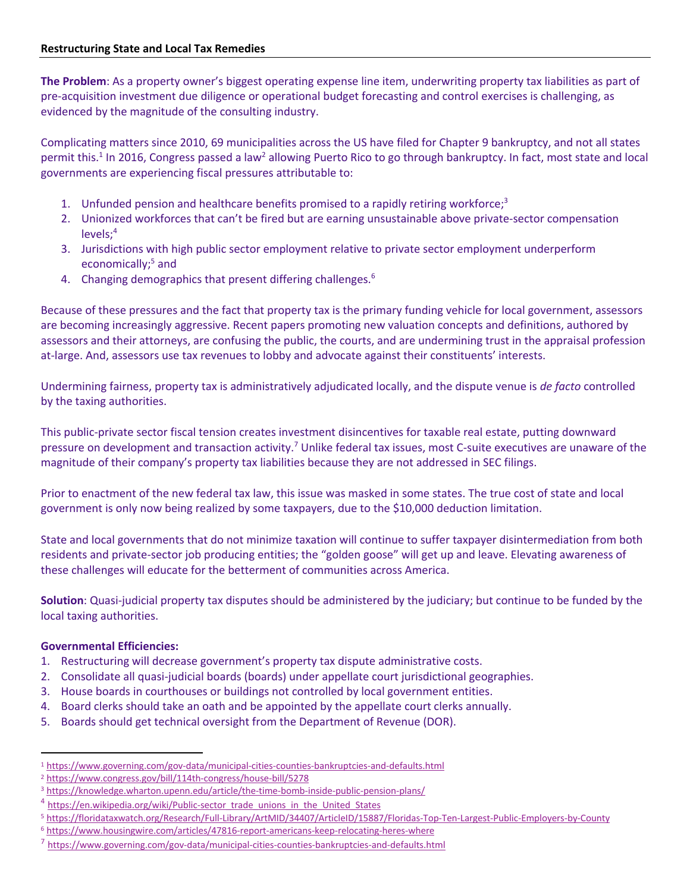**Restructuring State and Local Tax Remedies**

**The Problem**: As a property owner's biggest operating expense line item, underwriting property tax liabilities as part of pre-acquisition investment due diligence or operational budget forecasting and control exercises is challenging, as evidenced by the magnitude of the consulting industry.

Complicating matters since 2010, 69 municipalities across the US have filed for Chapter 9 bankruptcy, and not all states permit this.[1] In 2016, Congress passed a law[2] allowing Puerto Rico to go through bankruptcy. In fact, most state and local governments are experiencing fiscal pressures attributable to:

1. Unfunded pension and healthcare benefits promised to a rapidly retiring workforce;[3]
2. Unionized workforces that can't be fired but are earning unsustainable above private-sector compensation levels;[4]
3. Jurisdictions with high public sector employment relative to private sector employment underperform economically;[5] and
4. Changing demographics that present differing challenges.[6]

Because of these pressures and the fact that property tax is the primary funding vehicle for local government, assessors are becoming increasingly aggressive. Recent papers promoting new valuation concepts and definitions, authored by assessors and their attorneys, are confusing the public, the courts, and are undermining trust in the appraisal profession at-large. And, assessors use tax revenues to lobby and advocate against their constituents' interests.

Undermining fairness, property tax is administratively adjudicated locally, and the dispute venue is *de facto* controlled by the taxing authorities.

This public-private sector fiscal tension creates investment disincentives for taxable real estate, putting downward pressure on development and transaction activity.[7] Unlike federal tax issues, most C-suite executives are unaware of the magnitude of their company's property tax liabilities because they are not addressed in SEC filings.

Prior to enactment of the new federal tax law, this issue was masked in some states. The true cost of state and local government is only now being realized by some taxpayers, due to the $10,000 deduction limitation.

State and local governments that do not minimize taxation will continue to suffer taxpayer disintermediation from both residents and private-sector job producing entities; the "golden goose" will get up and leave. Elevating awareness of these challenges will educate for the betterment of communities across America.

**Solution**: Quasi-judicial property tax disputes should be administered by the judiciary; but continue to be funded by the local taxing authorities.

**Governmental Efficiencies:**

1. Restructuring will decrease government's property tax dispute administrative costs.
2. Consolidate all quasi-judicial boards (boards) under appellate court jurisdictional geographies.
3. House boards in courthouses or buildings not controlled by local government entities.
4. Board clerks should take an oath and be appointed by the appellate court clerks annually.
5. Boards should get technical oversight from the Department of Revenue (DOR).

---

[1] https://www.governing.com/gov-data/municipal-cities-counties-bankruptcies-and-defaults.html

[2] https://www.congress.gov/bill/114th-congress/house-bill/5278

[3] https://knowledge.wharton.upenn.edu/article/the-time-bomb-inside-public-pension-plans/

[4] https://en.wikipedia.org/wiki/Public-sector_trade_unions_in_the_United_States

[5] https://floridataxwatch.org/Research/Full-Library/ArtMID/34407/ArticleID/15887/Floridas-Top-Ten-Largest-Public-Employers-by-County

[6] https://www.housingwire.com/articles/47816-report-americans-keep-relocating-heres-where

[7] https://www.governing.com/gov-data/municipal-cities-counties-bankruptcies-and-defaults.html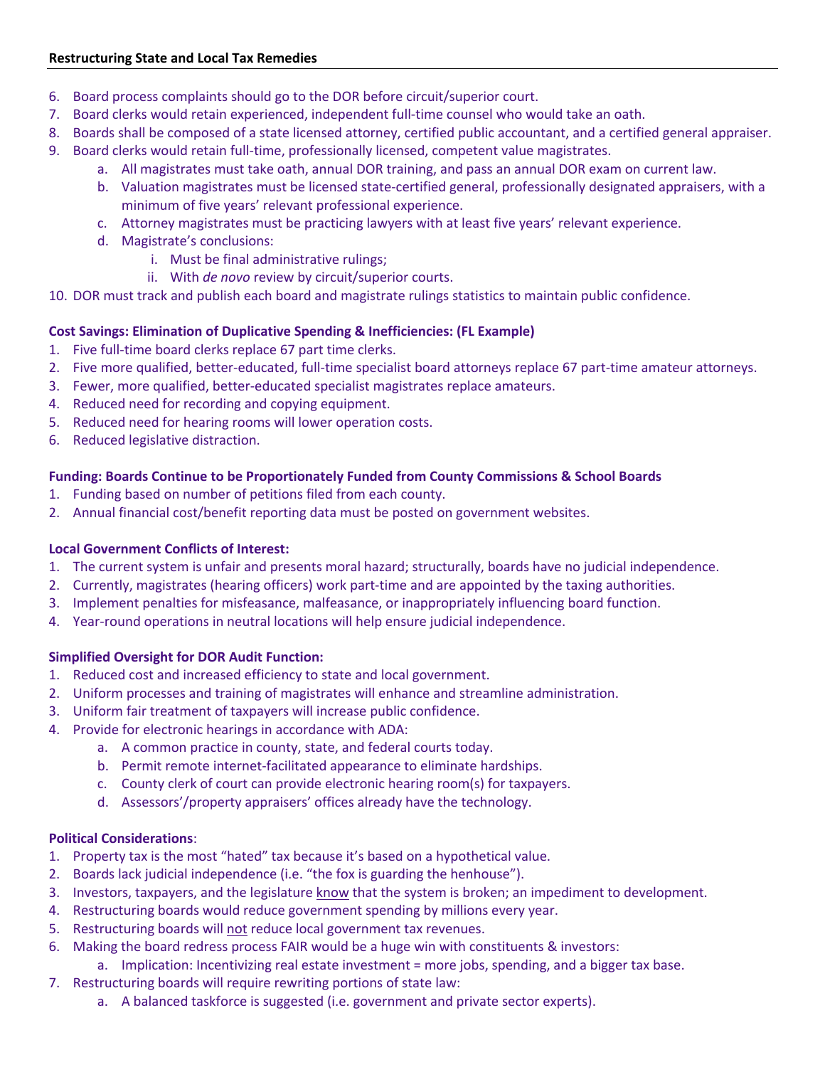6. Board process complaints should go to the DOR before circuit/superior court.
7. Board clerks would retain experienced, independent full-time counsel who would take an oath.
8. Boards shall be composed of a state licensed attorney, certified public accountant, and a certified general appraiser.
9. Board clerks would retain full-time, professionally licensed, competent value magistrates.
    a. All magistrates must take oath, annual DOR training, and pass an annual DOR exam on current law.
    b. Valuation magistrates must be licensed state-certified general, professionally designated appraisers, with a minimum of five years' relevant professional experience.
    c. Attorney magistrates must be practicing lawyers with at least five years' relevant experience.
    d. Magistrate's conclusions:
        i. Must be final administrative rulings;
        ii. With *de novo* review by circuit/superior courts.
10. DOR must track and publish each board and magistrate rulings statistics to maintain public confidence.

**Cost Savings: Elimination of Duplicative Spending & Inefficiencies: (FL Example)**

1. Five full-time board clerks replace 67 part time clerks.
2. Five more qualified, better-educated, full-time specialist board attorneys replace 67 part-time amateur attorneys.
3. Fewer, more qualified, better-educated specialist magistrates replace amateurs.
4. Reduced need for recording and copying equipment.
5. Reduced need for hearing rooms will lower operation costs.
6. Reduced legislative distraction.

**Funding: Boards Continue to be Proportionately Funded from County Commissions & School Boards**

1. Funding based on number of petitions filed from each county.
2. Annual financial cost/benefit reporting data must be posted on government websites.

**Local Government Conflicts of Interest:**

1. The current system is unfair and presents moral hazard; structurally, boards have no judicial independence.
2. Currently, magistrates (hearing officers) work part-time and are appointed by the taxing authorities.
3. Implement penalties for misfeasance, malfeasance, or inappropriately influencing board function.
4. Year-round operations in neutral locations will help ensure judicial independence.

**Simplified Oversight for DOR Audit Function:**

1. Reduced cost and increased efficiency to state and local government.
2. Uniform processes and training of magistrates will enhance and streamline administration.
3. Uniform fair treatment of taxpayers will increase public confidence.
4. Provide for electronic hearings in accordance with ADA:
    a. A common practice in county, state, and federal courts today.
    b. Permit remote internet-facilitated appearance to eliminate hardships.
    c. County clerk of court can provide electronic hearing room(s) for taxpayers.
    d. Assessors'/property appraisers' offices already have the technology.

**Political Considerations**:

1. Property tax is the most "hated" tax because it's based on a hypothetical value.
2. Boards lack judicial independence (i.e. "the fox is guarding the henhouse").
3. Investors, taxpayers, and the legislature <u>know</u> that the system is broken; an impediment to development.
4. Restructuring boards would reduce government spending by millions every year.
5. Restructuring boards will <u>not</u> reduce local government tax revenues.
6. Making the board redress process FAIR would be a huge win with constituents & investors:
    a. Implication: Incentivizing real estate investment = more jobs, spending, and a bigger tax base.
7. Restructuring boards will require rewriting portions of state law:
    a. A balanced taskforce is suggested (i.e. government and private sector experts).